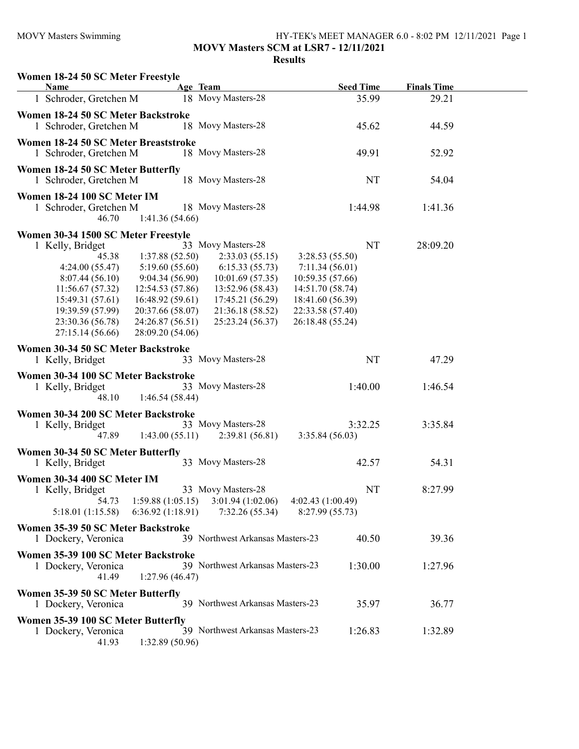MOVY Masters Swimming

**MOVY Masters SCM at LSR7 - 12/11/2021**

**Results**

### Women 18-24 50 SC Meter Freestyle

| Name | Age | Team | Seed Time | Finals Time |
|---|---|---|---|---|
| 1 Schroder, Gretchen M | 18 | Movy Masters-28 | 35.99 | 29.21 |

### Women 18-24 50 SC Meter Backstroke

| Name | Age | Team | Seed Time | Finals Time |
|---|---|---|---|---|
| 1 Schroder, Gretchen M | 18 | Movy Masters-28 | 45.62 | 44.59 |

### Women 18-24 50 SC Meter Breaststroke

| Name | Age | Team | Seed Time | Finals Time |
|---|---|---|---|---|
| 1 Schroder, Gretchen M | 18 | Movy Masters-28 | 49.91 | 52.92 |

### Women 18-24 50 SC Meter Butterfly

| Name | Age | Team | Seed Time | Finals Time |
|---|---|---|---|---|
| 1 Schroder, Gretchen M | 18 | Movy Masters-28 | NT | 54.04 |

### Women 18-24 100 SC Meter IM

| Name | Age | Team | Seed Time | Finals Time |
|---|---|---|---|---|
| 1 Schroder, Gretchen M | 18 | Movy Masters-28 | 1:44.98 | 1:41.36 |

46.70 1:41.36 (54.66)

### Women 30-34 1500 SC Meter Freestyle

| Name | Age | Team | Seed Time | Finals Time |
|---|---|---|---|---|
| 1 Kelly, Bridget | 33 | Movy Masters-28 | NT | 28:09.20 |

45.38 1:37.88 (52.50) 2:33.03 (55.15) 3:28.53 (55.50)
4:24.00 (55.47) 5:19.60 (55.60) 6:15.33 (55.73) 7:11.34 (56.01)
8:07.44 (56.10) 9:04.34 (56.90) 10:01.69 (57.35) 10:59.35 (57.66)
11:56.67 (57.32) 12:54.53 (57.86) 13:52.96 (58.43) 14:51.70 (58.74)
15:49.31 (57.61) 16:48.92 (59.61) 17:45.21 (56.29) 18:41.60 (56.39)
19:39.59 (57.99) 20:37.66 (58.07) 21:36.18 (58.52) 22:33.58 (57.40)
23:30.36 (56.78) 24:26.87 (56.51) 25:23.24 (56.37) 26:18.48 (55.24)
27:15.14 (56.66) 28:09.20 (54.06)

### Women 30-34 50 SC Meter Backstroke

| Name | Age | Team | Seed Time | Finals Time |
|---|---|---|---|---|
| 1 Kelly, Bridget | 33 | Movy Masters-28 | NT | 47.29 |

### Women 30-34 100 SC Meter Backstroke

| Name | Age | Team | Seed Time | Finals Time |
|---|---|---|---|---|
| 1 Kelly, Bridget | 33 | Movy Masters-28 | 1:40.00 | 1:46.54 |

48.10 1:46.54 (58.44)

### Women 30-34 200 SC Meter Backstroke

| Name | Age | Team | Seed Time | Finals Time |
|---|---|---|---|---|
| 1 Kelly, Bridget | 33 | Movy Masters-28 | 3:32.25 | 3:35.84 |

47.89 1:43.00 (55.11) 2:39.81 (56.81) 3:35.84 (56.03)

### Women 30-34 50 SC Meter Butterfly

| Name | Age | Team | Seed Time | Finals Time |
|---|---|---|---|---|
| 1 Kelly, Bridget | 33 | Movy Masters-28 | 42.57 | 54.31 |

### Women 30-34 400 SC Meter IM

| Name | Age | Team | Seed Time | Finals Time |
|---|---|---|---|---|
| 1 Kelly, Bridget | 33 | Movy Masters-28 | NT | 8:27.99 |

54.73 1:59.88 (1:05.15) 3:01.94 (1:02.06) 4:02.43 (1:00.49)
5:18.01 (1:15.58) 6:36.92 (1:18.91) 7:32.26 (55.34) 8:27.99 (55.73)

### Women 35-39 50 SC Meter Backstroke

| Name | Age | Team | Seed Time | Finals Time |
|---|---|---|---|---|
| 1 Dockery, Veronica | 39 | Northwest Arkansas Masters-23 | 40.50 | 39.36 |

### Women 35-39 100 SC Meter Backstroke

| Name | Age | Team | Seed Time | Finals Time |
|---|---|---|---|---|
| 1 Dockery, Veronica | 39 | Northwest Arkansas Masters-23 | 1:30.00 | 1:27.96 |

41.49 1:27.96 (46.47)

### Women 35-39 50 SC Meter Butterfly

| Name | Age | Team | Seed Time | Finals Time |
|---|---|---|---|---|
| 1 Dockery, Veronica | 39 | Northwest Arkansas Masters-23 | 35.97 | 36.77 |

### Women 35-39 100 SC Meter Butterfly

| Name | Age | Team | Seed Time | Finals Time |
|---|---|---|---|---|
| 1 Dockery, Veronica | 39 | Northwest Arkansas Masters-23 | 1:26.83 | 1:32.89 |

41.93 1:32.89 (50.96)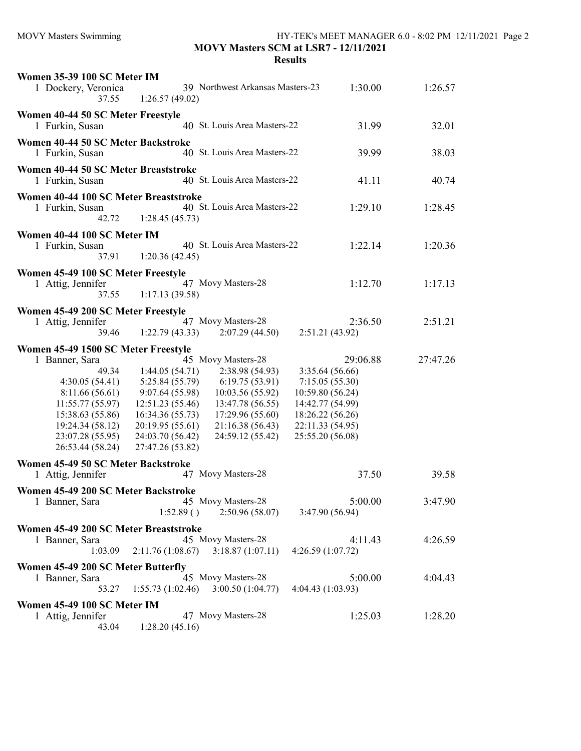**MOVY Masters SCM at LSR7 - 12/11/2021**

**Results**

### Women 35-39 100 SC Meter IM

1 Dockery, Veronica 39 Northwest Arkansas Masters-23 1:30.00 1:26.57
37.55 1:26.57 (49.02)

### Women 40-44 50 SC Meter Freestyle

1 Furkin, Susan 40 St. Louis Area Masters-22 31.99 32.01

### Women 40-44 50 SC Meter Backstroke

1 Furkin, Susan 40 St. Louis Area Masters-22 39.99 38.03

### Women 40-44 50 SC Meter Breaststroke

1 Furkin, Susan 40 St. Louis Area Masters-22 41.11 40.74

### Women 40-44 100 SC Meter Breaststroke

1 Furkin, Susan 40 St. Louis Area Masters-22 1:29.10 1:28.45
42.72 1:28.45 (45.73)

### Women 40-44 100 SC Meter IM

1 Furkin, Susan 40 St. Louis Area Masters-22 1:22.14 1:20.36
37.91 1:20.36 (42.45)

### Women 45-49 100 SC Meter Freestyle

1 Attig, Jennifer 47 Movy Masters-28 1:12.70 1:17.13
37.55 1:17.13 (39.58)

### Women 45-49 200 SC Meter Freestyle

1 Attig, Jennifer 47 Movy Masters-28 2:36.50 2:51.21
39.46 1:22.79 (43.33) 2:07.29 (44.50) 2:51.21 (43.92)

### Women 45-49 1500 SC Meter Freestyle

1 Banner, Sara 45 Movy Masters-28 29:06.88 27:47.26

| | | | |
|---|---|---|---|
| 49.34 | 1:44.05 (54.71) | 2:38.98 (54.93) | 3:35.64 (56.66) |
| 4:30.05 (54.41) | 5:25.84 (55.79) | 6:19.75 (53.91) | 7:15.05 (55.30) |
| 8:11.66 (56.61) | 9:07.64 (55.98) | 10:03.56 (55.92) | 10:59.80 (56.24) |
| 11:55.77 (55.97) | 12:51.23 (55.46) | 13:47.78 (56.55) | 14:42.77 (54.99) |
| 15:38.63 (55.86) | 16:34.36 (55.73) | 17:29.96 (55.60) | 18:26.22 (56.26) |
| 19:24.34 (58.12) | 20:19.95 (55.61) | 21:16.38 (56.43) | 22:11.33 (54.95) |
| 23:07.28 (55.95) | 24:03.70 (56.42) | 24:59.12 (55.42) | 25:55.20 (56.08) |
| 26:53.44 (58.24) | 27:47.26 (53.82) | | |

### Women 45-49 50 SC Meter Backstroke

1 Attig, Jennifer 47 Movy Masters-28 37.50 39.58

### Women 45-49 200 SC Meter Backstroke

1 Banner, Sara 45 Movy Masters-28 5:00.00 3:47.90
1:52.89 ( ) 2:50.96 (58.07) 3:47.90 (56.94)

### Women 45-49 200 SC Meter Breaststroke

1 Banner, Sara 45 Movy Masters-28 4:11.43 4:26.59
1:03.09 2:11.76 (1:08.67) 3:18.87 (1:07.11) 4:26.59 (1:07.72)

### Women 45-49 200 SC Meter Butterfly

1 Banner, Sara 45 Movy Masters-28 5:00.00 4:04.43
53.27 1:55.73 (1:02.46) 3:00.50 (1:04.77) 4:04.43 (1:03.93)

### Women 45-49 100 SC Meter IM

1 Attig, Jennifer 47 Movy Masters-28 1:25.03 1:28.20
43.04 1:28.20 (45.16)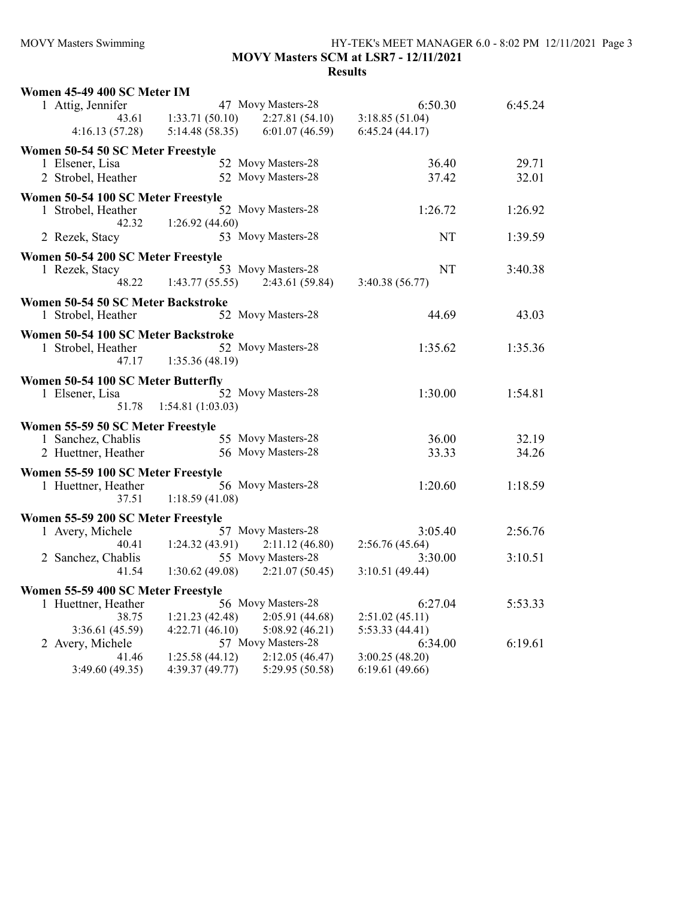**MOVY Masters SCM at LSR7 - 12/11/2021**

**Results**

**Women 45-49 400 SC Meter IM**

```
  1 Attig, Jennifer              47 Movy Masters-28              6:50.30        6:45.24
             43.61      1:33.71 (50.10)      2:27.81 (54.10)      3:18.85 (51.04)
     4:16.13 (57.28)      5:14.48 (58.35)      6:01.07 (46.59)      6:45.24 (44.17)
```

**Women 50-54 50 SC Meter Freestyle**

```
  1 Elsener, Lisa                52 Movy Masters-28                36.40          29.71
  2 Strobel, Heather             52 Movy Masters-28                37.42          32.01
```

**Women 50-54 100 SC Meter Freestyle**

```
  1 Strobel, Heather             52 Movy Masters-28              1:26.72        1:26.92
             42.32      1:26.92 (44.60)
  2 Rezek, Stacy                 53 Movy Masters-28                   NT        1:39.59
```

**Women 50-54 200 SC Meter Freestyle**

```
  1 Rezek, Stacy                 53 Movy Masters-28                   NT        3:40.38
             48.22      1:43.77 (55.55)      2:43.61 (59.84)      3:40.38 (56.77)
```

**Women 50-54 50 SC Meter Backstroke**

```
  1 Strobel, Heather             52 Movy Masters-28                44.69          43.03
```

**Women 50-54 100 SC Meter Backstroke**

```
  1 Strobel, Heather             52 Movy Masters-28              1:35.62        1:35.36
             47.17      1:35.36 (48.19)
```

**Women 50-54 100 SC Meter Butterfly**

```
  1 Elsener, Lisa                52 Movy Masters-28              1:30.00        1:54.81
             51.78      1:54.81 (1:03.03)
```

**Women 55-59 50 SC Meter Freestyle**

```
  1 Sanchez, Chablis             55 Movy Masters-28                36.00          32.19
  2 Huettner, Heather            56 Movy Masters-28                33.33          34.26
```

**Women 55-59 100 SC Meter Freestyle**

```
  1 Huettner, Heather            56 Movy Masters-28              1:20.60        1:18.59
             37.51      1:18.59 (41.08)
```

**Women 55-59 200 SC Meter Freestyle**

```
  1 Avery, Michele               57 Movy Masters-28              3:05.40        2:56.76
             40.41      1:24.32 (43.91)      2:11.12 (46.80)      2:56.76 (45.64)
  2 Sanchez, Chablis             55 Movy Masters-28              3:30.00        3:10.51
             41.54      1:30.62 (49.08)      2:21.07 (50.45)      3:10.51 (49.44)
```

**Women 55-59 400 SC Meter Freestyle**

```
  1 Huettner, Heather            56 Movy Masters-28              6:27.04        5:53.33
             38.75      1:21.23 (42.48)      2:05.91 (44.68)      2:51.02 (45.11)
     3:36.61 (45.59)      4:22.71 (46.10)      5:08.92 (46.21)      5:53.33 (44.41)
  2 Avery, Michele               57 Movy Masters-28              6:34.00        6:19.61
             41.46      1:25.58 (44.12)      2:12.05 (46.47)      3:00.25 (48.20)
     3:49.60 (49.35)      4:39.37 (49.77)      5:29.95 (50.58)      6:19.61 (49.66)
```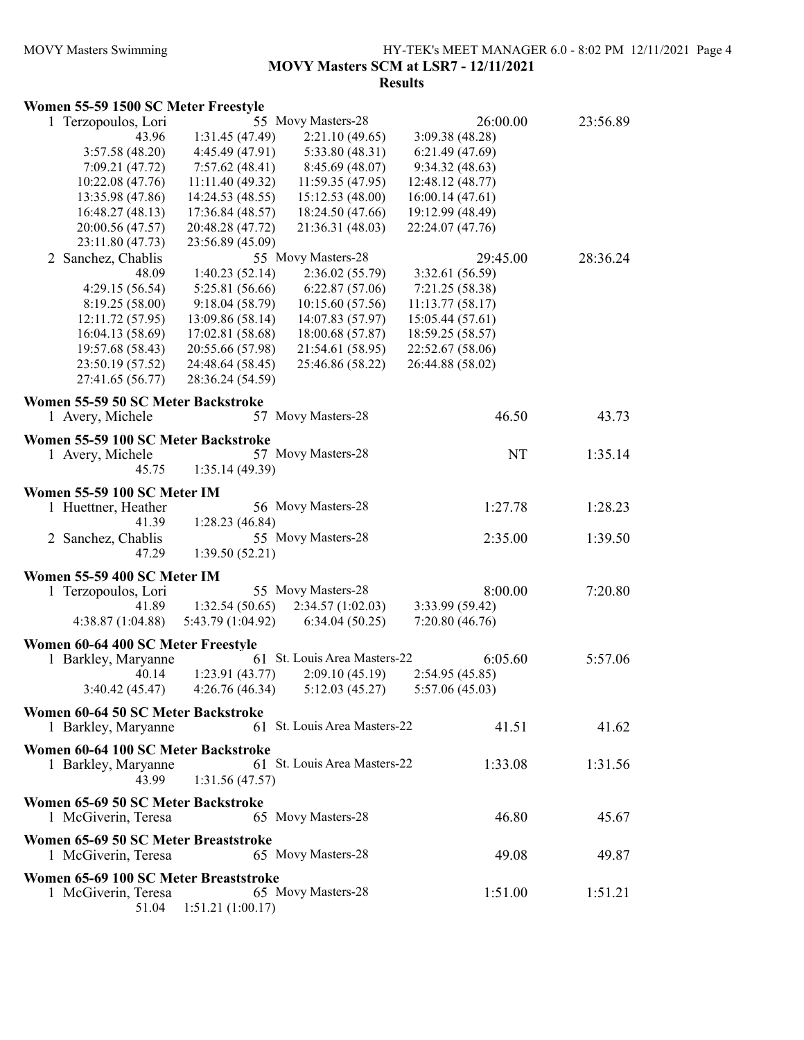**MOVY Masters SCM at LSR7 - 12/11/2021**

**Results**

### Women 55-59 1500 SC Meter Freestyle

1 Terzopoulos, Lori 55 Movy Masters-28 26:00.00 23:56.89

| | | | |
|---|---|---|---|
| 43.96 | 1:31.45 (47.49) | 2:21.10 (49.65) | 3:09.38 (48.28) |
| 3:57.58 (48.20) | 4:45.49 (47.91) | 5:33.80 (48.31) | 6:21.49 (47.69) |
| 7:09.21 (47.72) | 7:57.62 (48.41) | 8:45.69 (48.07) | 9:34.32 (48.63) |
| 10:22.08 (47.76) | 11:11.40 (49.32) | 11:59.35 (47.95) | 12:48.12 (48.77) |
| 13:35.98 (47.86) | 14:24.53 (48.55) | 15:12.53 (48.00) | 16:00.14 (47.61) |
| 16:48.27 (48.13) | 17:36.84 (48.57) | 18:24.50 (47.66) | 19:12.99 (48.49) |
| 20:00.56 (47.57) | 20:48.28 (47.72) | 21:36.31 (48.03) | 22:24.07 (47.76) |
| 23:11.80 (47.73) | 23:56.89 (45.09) | | |

2 Sanchez, Chablis 55 Movy Masters-28 29:45.00 28:36.24

| | | | |
|---|---|---|---|
| 48.09 | 1:40.23 (52.14) | 2:36.02 (55.79) | 3:32.61 (56.59) |
| 4:29.15 (56.54) | 5:25.81 (56.66) | 6:22.87 (57.06) | 7:21.25 (58.38) |
| 8:19.25 (58.00) | 9:18.04 (58.79) | 10:15.60 (57.56) | 11:13.77 (58.17) |
| 12:11.72 (57.95) | 13:09.86 (58.14) | 14:07.83 (57.97) | 15:05.44 (57.61) |
| 16:04.13 (58.69) | 17:02.81 (58.68) | 18:00.68 (57.87) | 18:59.25 (58.57) |
| 19:57.68 (58.43) | 20:55.66 (57.98) | 21:54.61 (58.95) | 22:52.67 (58.06) |
| 23:50.19 (57.52) | 24:48.64 (58.45) | 25:46.86 (58.22) | 26:44.88 (58.02) |
| 27:41.65 (56.77) | 28:36.24 (54.59) | | |

### Women 55-59 50 SC Meter Backstroke

1 Avery, Michele 57 Movy Masters-28 46.50 43.73

### Women 55-59 100 SC Meter Backstroke

1 Avery, Michele 57 Movy Masters-28 NT 1:35.14

45.75 1:35.14 (49.39)

### Women 55-59 100 SC Meter IM

1 Huettner, Heather 56 Movy Masters-28 1:27.78 1:28.23

41.39 1:28.23 (46.84)

2 Sanchez, Chablis 55 Movy Masters-28 2:35.00 1:39.50

47.29 1:39.50 (52.21)

### Women 55-59 400 SC Meter IM

1 Terzopoulos, Lori 55 Movy Masters-28 8:00.00 7:20.80

| | | | |
|---|---|---|---|
| 41.89 | 1:32.54 (50.65) | 2:34.57 (1:02.03) | 3:33.99 (59.42) |
| 4:38.87 (1:04.88) | 5:43.79 (1:04.92) | 6:34.04 (50.25) | 7:20.80 (46.76) |

### Women 60-64 400 SC Meter Freestyle

1 Barkley, Maryanne 61 St. Louis Area Masters-22 6:05.60 5:57.06

| | | | |
|---|---|---|---|
| 40.14 | 1:23.91 (43.77) | 2:09.10 (45.19) | 2:54.95 (45.85) |
| 3:40.42 (45.47) | 4:26.76 (46.34) | 5:12.03 (45.27) | 5:57.06 (45.03) |

### Women 60-64 50 SC Meter Backstroke

1 Barkley, Maryanne 61 St. Louis Area Masters-22 41.51 41.62

### Women 60-64 100 SC Meter Backstroke

1 Barkley, Maryanne 61 St. Louis Area Masters-22 1:33.08 1:31.56

43.99 1:31.56 (47.57)

### Women 65-69 50 SC Meter Backstroke

1 McGiverin, Teresa 65 Movy Masters-28 46.80 45.67

### Women 65-69 50 SC Meter Breaststroke

1 McGiverin, Teresa 65 Movy Masters-28 49.08 49.87

### Women 65-69 100 SC Meter Breaststroke

1 McGiverin, Teresa 65 Movy Masters-28 1:51.00 1:51.21

51.04 1:51.21 (1:00.17)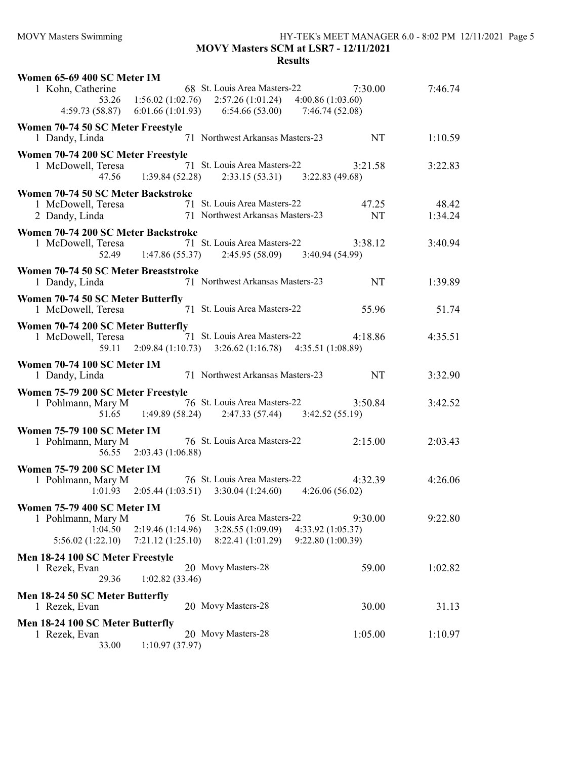**MOVY Masters SCM at LSR7 - 12/11/2021**

**Results**

**Women 65-69 400 SC Meter IM**

| | Name | Age | Team | Seed Time | Finals Time |
|---|---|---|---|---|---|
| 1 | Kohn, Catherine | 68 | St. Louis Area Masters-22 | 7:30.00 | 7:46.74 |

53.26 1:56.02 (1:02.76) 2:57.26 (1:01.24) 4:00.86 (1:03.60)
4:59.73 (58.87) 6:01.66 (1:01.93) 6:54.66 (53.00) 7:46.74 (52.08)

**Women 70-74 50 SC Meter Freestyle**

| | Name | Age | Team | Seed Time | Finals Time |
|---|---|---|---|---|---|
| 1 | Dandy, Linda | 71 | Northwest Arkansas Masters-23 | NT | 1:10.59 |

**Women 70-74 200 SC Meter Freestyle**

| | Name | Age | Team | Seed Time | Finals Time |
|---|---|---|---|---|---|
| 1 | McDowell, Teresa | 71 | St. Louis Area Masters-22 | 3:21.58 | 3:22.83 |

47.56 1:39.84 (52.28) 2:33.15 (53.31) 3:22.83 (49.68)

**Women 70-74 50 SC Meter Backstroke**

| | Name | Age | Team | Seed Time | Finals Time |
|---|---|---|---|---|---|
| 1 | McDowell, Teresa | 71 | St. Louis Area Masters-22 | 47.25 | 48.42 |
| 2 | Dandy, Linda | 71 | Northwest Arkansas Masters-23 | NT | 1:34.24 |

**Women 70-74 200 SC Meter Backstroke**

| | Name | Age | Team | Seed Time | Finals Time |
|---|---|---|---|---|---|
| 1 | McDowell, Teresa | 71 | St. Louis Area Masters-22 | 3:38.12 | 3:40.94 |

52.49 1:47.86 (55.37) 2:45.95 (58.09) 3:40.94 (54.99)

**Women 70-74 50 SC Meter Breaststroke**

| | Name | Age | Team | Seed Time | Finals Time |
|---|---|---|---|---|---|
| 1 | Dandy, Linda | 71 | Northwest Arkansas Masters-23 | NT | 1:39.89 |

**Women 70-74 50 SC Meter Butterfly**

| | Name | Age | Team | Seed Time | Finals Time |
|---|---|---|---|---|---|
| 1 | McDowell, Teresa | 71 | St. Louis Area Masters-22 | 55.96 | 51.74 |

**Women 70-74 200 SC Meter Butterfly**

| | Name | Age | Team | Seed Time | Finals Time |
|---|---|---|---|---|---|
| 1 | McDowell, Teresa | 71 | St. Louis Area Masters-22 | 4:18.86 | 4:35.51 |

59.11 2:09.84 (1:10.73) 3:26.62 (1:16.78) 4:35.51 (1:08.89)

**Women 70-74 100 SC Meter IM**

| | Name | Age | Team | Seed Time | Finals Time |
|---|---|---|---|---|---|
| 1 | Dandy, Linda | 71 | Northwest Arkansas Masters-23 | NT | 3:32.90 |

**Women 75-79 200 SC Meter Freestyle**

| | Name | Age | Team | Seed Time | Finals Time |
|---|---|---|---|---|---|
| 1 | Pohlmann, Mary M | 76 | St. Louis Area Masters-22 | 3:50.84 | 3:42.52 |

51.65 1:49.89 (58.24) 2:47.33 (57.44) 3:42.52 (55.19)

**Women 75-79 100 SC Meter IM**

| | Name | Age | Team | Seed Time | Finals Time |
|---|---|---|---|---|---|
| 1 | Pohlmann, Mary M | 76 | St. Louis Area Masters-22 | 2:15.00 | 2:03.43 |

56.55 2:03.43 (1:06.88)

**Women 75-79 200 SC Meter IM**

| | Name | Age | Team | Seed Time | Finals Time |
|---|---|---|---|---|---|
| 1 | Pohlmann, Mary M | 76 | St. Louis Area Masters-22 | 4:32.39 | 4:26.06 |

1:01.93 2:05.44 (1:03.51) 3:30.04 (1:24.60) 4:26.06 (56.02)

**Women 75-79 400 SC Meter IM**

| | Name | Age | Team | Seed Time | Finals Time |
|---|---|---|---|---|---|
| 1 | Pohlmann, Mary M | 76 | St. Louis Area Masters-22 | 9:30.00 | 9:22.80 |

1:04.50 2:19.46 (1:14.96) 3:28.55 (1:09.09) 4:33.92 (1:05.37)
5:56.02 (1:22.10) 7:21.12 (1:25.10) 8:22.41 (1:01.29) 9:22.80 (1:00.39)

**Men 18-24 100 SC Meter Freestyle**

| | Name | Age | Team | Seed Time | Finals Time |
|---|---|---|---|---|---|
| 1 | Rezek, Evan | 20 | Movy Masters-28 | 59.00 | 1:02.82 |

29.36 1:02.82 (33.46)

**Men 18-24 50 SC Meter Butterfly**

| | Name | Age | Team | Seed Time | Finals Time |
|---|---|---|---|---|---|
| 1 | Rezek, Evan | 20 | Movy Masters-28 | 30.00 | 31.13 |

**Men 18-24 100 SC Meter Butterfly**

| | Name | Age | Team | Seed Time | Finals Time |
|---|---|---|---|---|---|
| 1 | Rezek, Evan | 20 | Movy Masters-28 | 1:05.00 | 1:10.97 |

33.00 1:10.97 (37.97)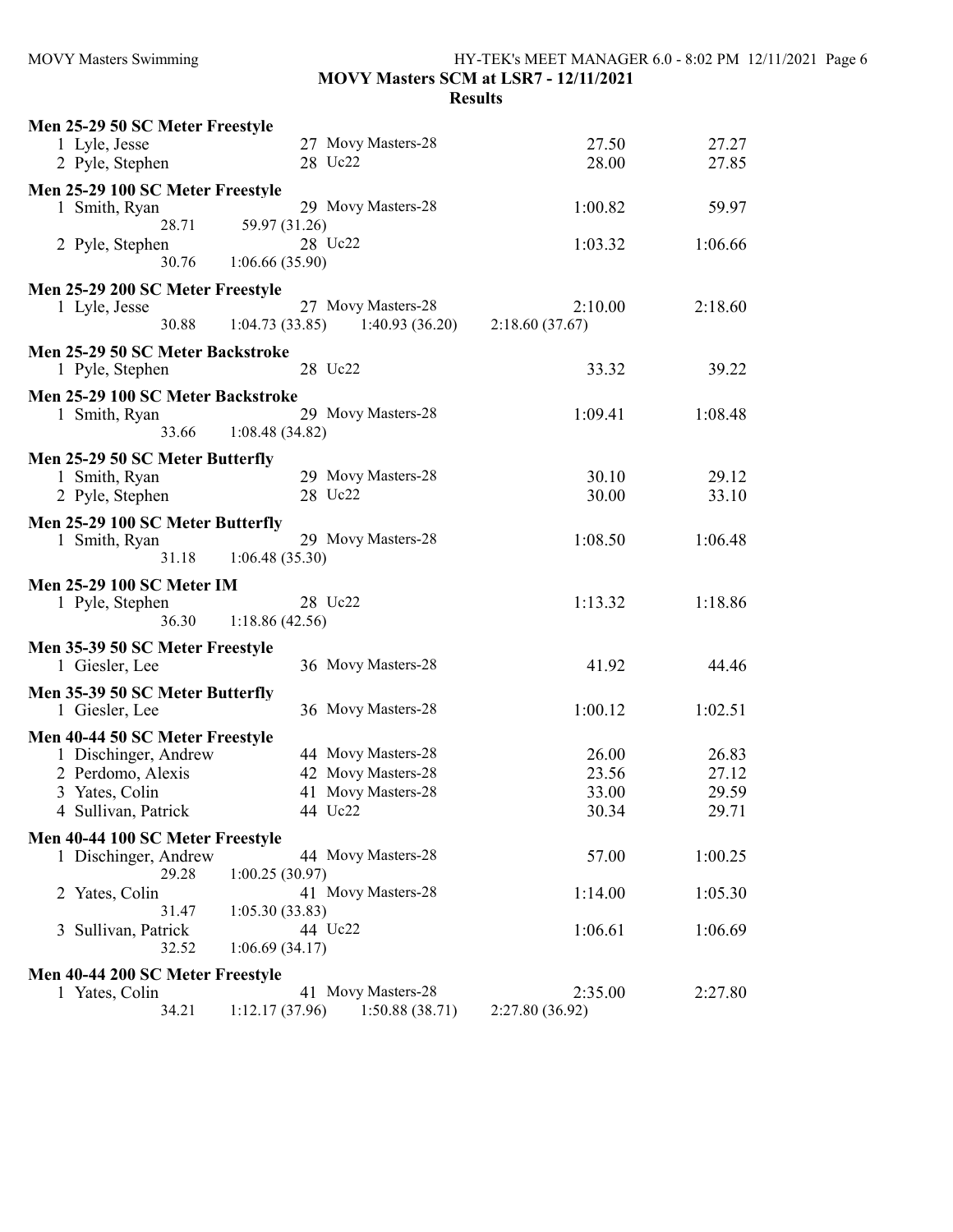## MOVY Masters SCM at LSR7 - 12/11/2021

### Results

**Men 25-29 50 SC Meter Freestyle**

| Place | Name | Age | Team | Seed Time | Finals Time |
|---|---|---|---|---|---|
| 1 | Lyle, Jesse | 27 | Movy Masters-28 | 27.50 | 27.27 |
| 2 | Pyle, Stephen | 28 | Uc22 | 28.00 | 27.85 |

**Men 25-29 100 SC Meter Freestyle**

| Place | Name | Age | Team | Seed Time | Finals Time |
|---|---|---|---|---|---|
| 1 | Smith, Ryan | 29 | Movy Masters-28 | 1:00.82 | 59.97 |
| | 28.71 | 59.97 (31.26) | | | |
| 2 | Pyle, Stephen | 28 | Uc22 | 1:03.32 | 1:06.66 |
| | 30.76 | 1:06.66 (35.90) | | | |

**Men 25-29 200 SC Meter Freestyle**

| Place | Name | Age | Team | Seed Time | Finals Time |
|---|---|---|---|---|---|
| 1 | Lyle, Jesse | 27 | Movy Masters-28 | 2:10.00 | 2:18.60 |
| | 30.88 | 1:04.73 (33.85) | 1:40.93 (36.20) | 2:18.60 (37.67) | |

**Men 25-29 50 SC Meter Backstroke**

| Place | Name | Age | Team | Seed Time | Finals Time |
|---|---|---|---|---|---|
| 1 | Pyle, Stephen | 28 | Uc22 | 33.32 | 39.22 |

**Men 25-29 100 SC Meter Backstroke**

| Place | Name | Age | Team | Seed Time | Finals Time |
|---|---|---|---|---|---|
| 1 | Smith, Ryan | 29 | Movy Masters-28 | 1:09.41 | 1:08.48 |
| | 33.66 | 1:08.48 (34.82) | | | |

**Men 25-29 50 SC Meter Butterfly**

| Place | Name | Age | Team | Seed Time | Finals Time |
|---|---|---|---|---|---|
| 1 | Smith, Ryan | 29 | Movy Masters-28 | 30.10 | 29.12 |
| 2 | Pyle, Stephen | 28 | Uc22 | 30.00 | 33.10 |

**Men 25-29 100 SC Meter Butterfly**

| Place | Name | Age | Team | Seed Time | Finals Time |
|---|---|---|---|---|---|
| 1 | Smith, Ryan | 29 | Movy Masters-28 | 1:08.50 | 1:06.48 |
| | 31.18 | 1:06.48 (35.30) | | | |

**Men 25-29 100 SC Meter IM**

| Place | Name | Age | Team | Seed Time | Finals Time |
|---|---|---|---|---|---|
| 1 | Pyle, Stephen | 28 | Uc22 | 1:13.32 | 1:18.86 |
| | 36.30 | 1:18.86 (42.56) | | | |

**Men 35-39 50 SC Meter Freestyle**

| Place | Name | Age | Team | Seed Time | Finals Time |
|---|---|---|---|---|---|
| 1 | Giesler, Lee | 36 | Movy Masters-28 | 41.92 | 44.46 |

**Men 35-39 50 SC Meter Butterfly**

| Place | Name | Age | Team | Seed Time | Finals Time |
|---|---|---|---|---|---|
| 1 | Giesler, Lee | 36 | Movy Masters-28 | 1:00.12 | 1:02.51 |

**Men 40-44 50 SC Meter Freestyle**

| Place | Name | Age | Team | Seed Time | Finals Time |
|---|---|---|---|---|---|
| 1 | Dischinger, Andrew | 44 | Movy Masters-28 | 26.00 | 26.83 |
| 2 | Perdomo, Alexis | 42 | Movy Masters-28 | 23.56 | 27.12 |
| 3 | Yates, Colin | 41 | Movy Masters-28 | 33.00 | 29.59 |
| 4 | Sullivan, Patrick | 44 | Uc22 | 30.34 | 29.71 |

**Men 40-44 100 SC Meter Freestyle**

| Place | Name | Age | Team | Seed Time | Finals Time |
|---|---|---|---|---|---|
| 1 | Dischinger, Andrew | 44 | Movy Masters-28 | 57.00 | 1:00.25 |
| | 29.28 | 1:00.25 (30.97) | | | |
| 2 | Yates, Colin | 41 | Movy Masters-28 | 1:14.00 | 1:05.30 |
| | 31.47 | 1:05.30 (33.83) | | | |
| 3 | Sullivan, Patrick | 44 | Uc22 | 1:06.61 | 1:06.69 |
| | 32.52 | 1:06.69 (34.17) | | | |

**Men 40-44 200 SC Meter Freestyle**

| Place | Name | Age | Team | Seed Time | Finals Time |
|---|---|---|---|---|---|
| 1 | Yates, Colin | 41 | Movy Masters-28 | 2:35.00 | 2:27.80 |
| | 34.21 | 1:12.17 (37.96) | 1:50.88 (38.71) | 2:27.80 (36.92) | |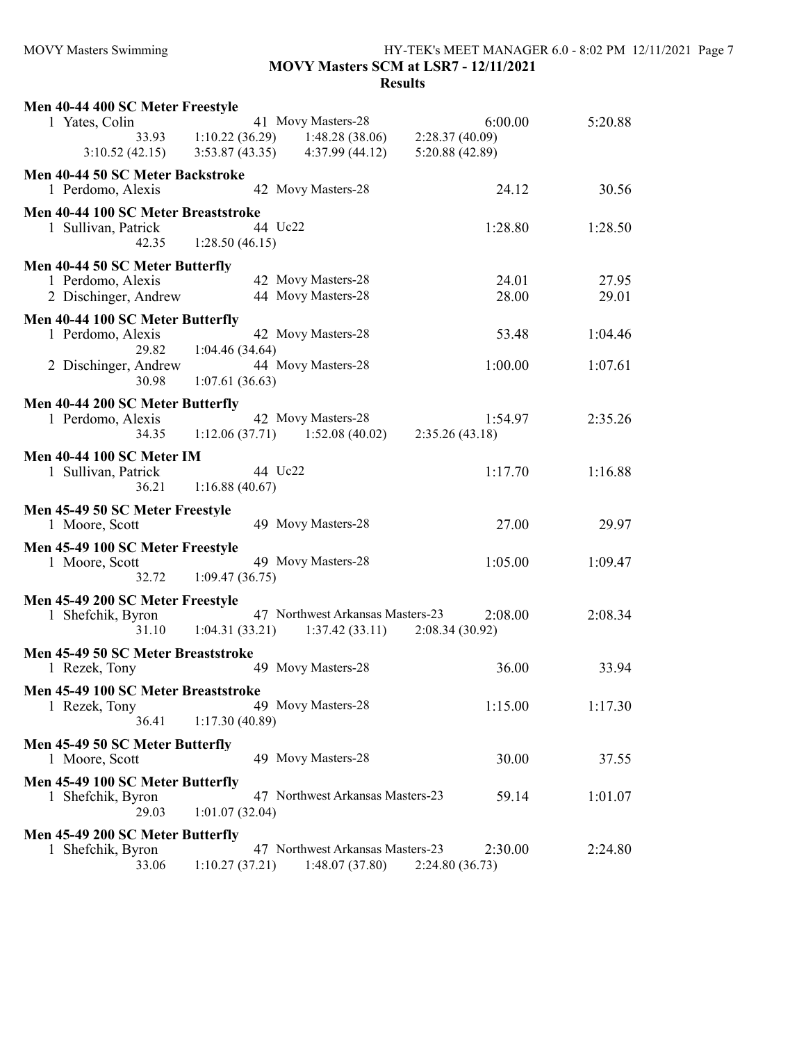**MOVY Masters SCM at LSR7 - 12/11/2021**

**Results**

### Men 40-44 400 SC Meter Freestyle

| | Name | Age | Team | Seed Time | Finals Time |
|---|---|---|---|---|---|
| 1 | Yates, Colin | 41 | Movy Masters-28 | 6:00.00 | 5:20.88 |

33.93 1:10.22 (36.29) 1:48.28 (38.06) 2:28.37 (40.09)
3:10.52 (42.15) 3:53.87 (43.35) 4:37.99 (44.12) 5:20.88 (42.89)

### Men 40-44 50 SC Meter Backstroke

| | Name | Age | Team | Seed Time | Finals Time |
|---|---|---|---|---|---|
| 1 | Perdomo, Alexis | 42 | Movy Masters-28 | 24.12 | 30.56 |

### Men 40-44 100 SC Meter Breaststroke

| | Name | Age | Team | Seed Time | Finals Time |
|---|---|---|---|---|---|
| 1 | Sullivan, Patrick | 44 | Uc22 | 1:28.80 | 1:28.50 |

42.35 1:28.50 (46.15)

### Men 40-44 50 SC Meter Butterfly

| | Name | Age | Team | Seed Time | Finals Time |
|---|---|---|---|---|---|
| 1 | Perdomo, Alexis | 42 | Movy Masters-28 | 24.01 | 27.95 |
| 2 | Dischinger, Andrew | 44 | Movy Masters-28 | 28.00 | 29.01 |

### Men 40-44 100 SC Meter Butterfly

| | Name | Age | Team | Seed Time | Finals Time |
|---|---|---|---|---|---|
| 1 | Perdomo, Alexis | 42 | Movy Masters-28 | 53.48 | 1:04.46 |
| | 29.82 | 1:04.46 (34.64) | | | |
| 2 | Dischinger, Andrew | 44 | Movy Masters-28 | 1:00.00 | 1:07.61 |
| | 30.98 | 1:07.61 (36.63) | | | |

### Men 40-44 200 SC Meter Butterfly

| | Name | Age | Team | Seed Time | Finals Time |
|---|---|---|---|---|---|
| 1 | Perdomo, Alexis | 42 | Movy Masters-28 | 1:54.97 | 2:35.26 |

34.35 1:12.06 (37.71) 1:52.08 (40.02) 2:35.26 (43.18)

### Men 40-44 100 SC Meter IM

| | Name | Age | Team | Seed Time | Finals Time |
|---|---|---|---|---|---|
| 1 | Sullivan, Patrick | 44 | Uc22 | 1:17.70 | 1:16.88 |

36.21 1:16.88 (40.67)

### Men 45-49 50 SC Meter Freestyle

| | Name | Age | Team | Seed Time | Finals Time |
|---|---|---|---|---|---|
| 1 | Moore, Scott | 49 | Movy Masters-28 | 27.00 | 29.97 |

### Men 45-49 100 SC Meter Freestyle

| | Name | Age | Team | Seed Time | Finals Time |
|---|---|---|---|---|---|
| 1 | Moore, Scott | 49 | Movy Masters-28 | 1:05.00 | 1:09.47 |

32.72 1:09.47 (36.75)

### Men 45-49 200 SC Meter Freestyle

| | Name | Age | Team | Seed Time | Finals Time |
|---|---|---|---|---|---|
| 1 | Shefchik, Byron | 47 | Northwest Arkansas Masters-23 | 2:08.00 | 2:08.34 |

31.10 1:04.31 (33.21) 1:37.42 (33.11) 2:08.34 (30.92)

### Men 45-49 50 SC Meter Breaststroke

| | Name | Age | Team | Seed Time | Finals Time |
|---|---|---|---|---|---|
| 1 | Rezek, Tony | 49 | Movy Masters-28 | 36.00 | 33.94 |

### Men 45-49 100 SC Meter Breaststroke

| | Name | Age | Team | Seed Time | Finals Time |
|---|---|---|---|---|---|
| 1 | Rezek, Tony | 49 | Movy Masters-28 | 1:15.00 | 1:17.30 |

36.41 1:17.30 (40.89)

### Men 45-49 50 SC Meter Butterfly

| | Name | Age | Team | Seed Time | Finals Time |
|---|---|---|---|---|---|
| 1 | Moore, Scott | 49 | Movy Masters-28 | 30.00 | 37.55 |

### Men 45-49 100 SC Meter Butterfly

| | Name | Age | Team | Seed Time | Finals Time |
|---|---|---|---|---|---|
| 1 | Shefchik, Byron | 47 | Northwest Arkansas Masters-23 | 59.14 | 1:01.07 |

29.03 1:01.07 (32.04)

### Men 45-49 200 SC Meter Butterfly

| | Name | Age | Team | Seed Time | Finals Time |
|---|---|---|---|---|---|
| 1 | Shefchik, Byron | 47 | Northwest Arkansas Masters-23 | 2:30.00 | 2:24.80 |

33.06 1:10.27 (37.21) 1:48.07 (37.80) 2:24.80 (36.73)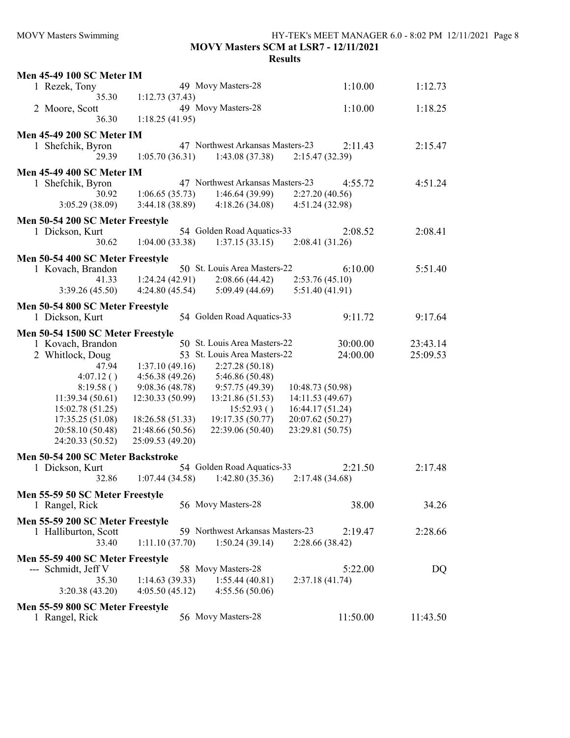**MOVY Masters SCM at LSR7 - 12/11/2021**

**Results**

**Men 45-49 100 SC Meter IM**

```
  1 Rezek, Tony                49 Movy Masters-28                 1:10.00      1:12.73
        35.30     1:12.73 (37.43)
  2 Moore, Scott               49 Movy Masters-28                 1:10.00      1:18.25
        36.30     1:18.25 (41.95)
```

**Men 45-49 200 SC Meter IM**

```
  1 Shefchik, Byron            47 Northwest Arkansas Masters-23   2:11.43      2:15.47
        29.39     1:05.70 (36.31)    1:43.08 (37.38)    2:15.47 (32.39)
```

**Men 45-49 400 SC Meter IM**

```
  1 Shefchik, Byron            47 Northwest Arkansas Masters-23   4:55.72      4:51.24
        30.92     1:06.65 (35.73)    1:46.64 (39.99)    2:27.20 (40.56)
  3:05.29 (38.09)  3:44.18 (38.89)    4:18.26 (34.08)    4:51.24 (32.98)
```

**Men 50-54 200 SC Meter Freestyle**

```
  1 Dickson, Kurt              54 Golden Road Aquatics-33         2:08.52      2:08.41
        30.62     1:04.00 (33.38)    1:37.15 (33.15)    2:08.41 (31.26)
```

**Men 50-54 400 SC Meter Freestyle**

```
  1 Kovach, Brandon            50 St. Louis Area Masters-22       6:10.00      5:51.40
        41.33     1:24.24 (42.91)    2:08.66 (44.42)    2:53.76 (45.10)
  3:39.26 (45.50)  4:24.80 (45.54)    5:09.49 (44.69)    5:51.40 (41.91)
```

**Men 50-54 800 SC Meter Freestyle**

```
  1 Dickson, Kurt              54 Golden Road Aquatics-33         9:11.72      9:17.64
```

**Men 50-54 1500 SC Meter Freestyle**

```
  1 Kovach, Brandon            50 St. Louis Area Masters-22      30:00.00     23:43.14
  2 Whitlock, Doug             53 St. Louis Area Masters-22      24:00.00     25:09.53
        47.94     1:37.10 (49.16)    2:27.28 (50.18)
    4:07.12 ()    4:56.38 (49.26)    5:46.86 (50.48)
    8:19.58 ()    9:08.36 (48.78)    9:57.75 (49.39)   10:48.73 (50.98)
  11:39.34 (50.61) 12:30.33 (50.99)  13:21.86 (51.53)   14:11.53 (49.67)
  15:02.78 (51.25)                      15:52.93 ()     16:44.17 (51.24)
  17:35.25 (51.08) 18:26.58 (51.33)  19:17.35 (50.77)   20:07.62 (50.27)
  20:58.10 (50.48) 21:48.66 (50.56)  22:39.06 (50.40)   23:29.81 (50.75)
  24:20.33 (50.52) 25:09.53 (49.20)
```

**Men 50-54 200 SC Meter Backstroke**

```
  1 Dickson, Kurt              54 Golden Road Aquatics-33         2:21.50      2:17.48
        32.86     1:07.44 (34.58)    1:42.80 (35.36)    2:17.48 (34.68)
```

**Men 55-59 50 SC Meter Freestyle**

```
  1 Rangel, Rick               56 Movy Masters-28                   38.00        34.26
```

**Men 55-59 200 SC Meter Freestyle**

```
  1 Halliburton, Scott         59 Northwest Arkansas Masters-23   2:19.47      2:28.66
        33.40     1:11.10 (37.70)    1:50.24 (39.14)    2:28.66 (38.42)
```

**Men 55-59 400 SC Meter Freestyle**

```
 --- Schmidt, Jeff V           58 Movy Masters-28                 5:22.00           DQ
        35.30     1:14.63 (39.33)    1:55.44 (40.81)    2:37.18 (41.74)
  3:20.38 (43.20)  4:05.50 (45.12)    4:55.56 (50.06)
```

**Men 55-59 800 SC Meter Freestyle**

```
  1 Rangel, Rick               56 Movy Masters-28                11:50.00     11:43.50
```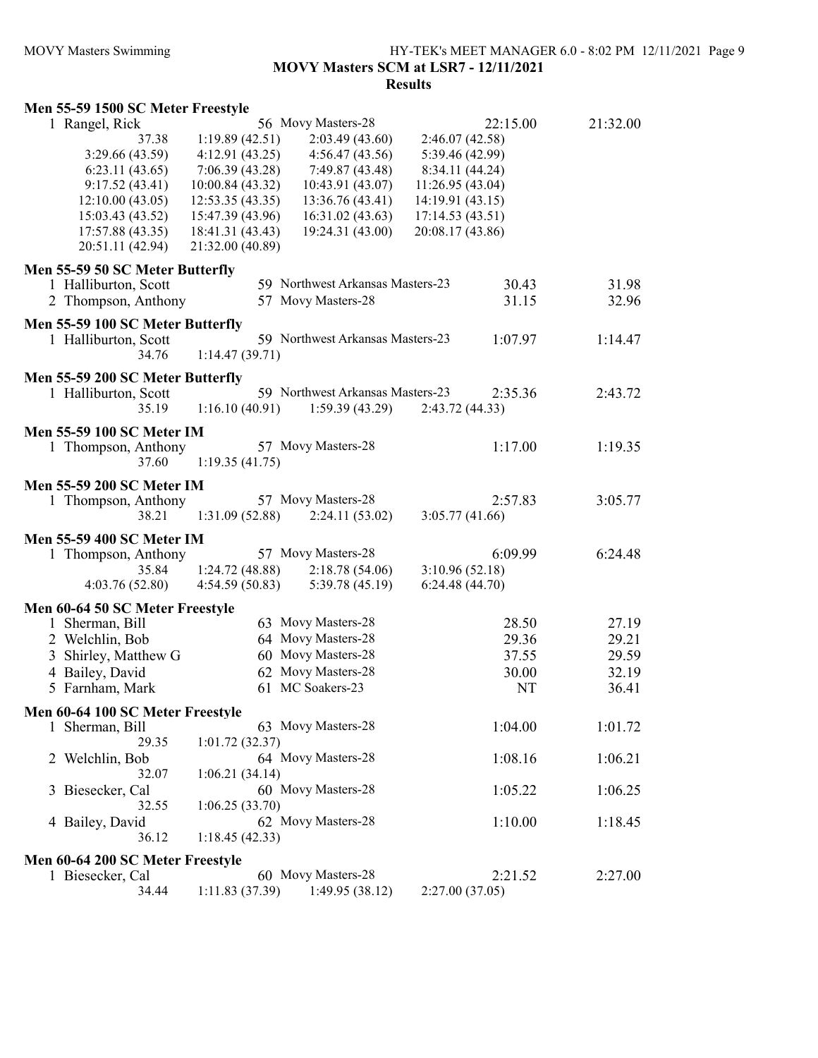**MOVY Masters SCM at LSR7 - 12/11/2021**

**Results**

### Men 55-59 1500 SC Meter Freestyle

| | Name | Age | Team | Seed Time | Finals Time |
|---|---|---|---|---|---|
| 1 | Rangel, Rick | 56 | Movy Masters-28 | 22:15.00 | 21:32.00 |

37.38 | 1:19.89 (42.51) | 2:03.49 (43.60) | 2:46.07 (42.58)
3:29.66 (43.59) | 4:12.91 (43.25) | 4:56.47 (43.56) | 5:39.46 (42.99)
6:23.11 (43.65) | 7:06.39 (43.28) | 7:49.87 (43.48) | 8:34.11 (44.24)
9:17.52 (43.41) | 10:00.84 (43.32) | 10:43.91 (43.07) | 11:26.95 (43.04)
12:10.00 (43.05) | 12:53.35 (43.35) | 13:36.76 (43.41) | 14:19.91 (43.15)
15:03.43 (43.52) | 15:47.39 (43.96) | 16:31.02 (43.63) | 17:14.53 (43.51)
17:57.88 (43.35) | 18:41.31 (43.43) | 19:24.31 (43.00) | 20:08.17 (43.86)
20:51.11 (42.94) | 21:32.00 (40.89)

### Men 55-59 50 SC Meter Butterfly

| | Name | Age | Team | Seed Time | Finals Time |
|---|---|---|---|---|---|
| 1 | Halliburton, Scott | 59 | Northwest Arkansas Masters-23 | 30.43 | 31.98 |
| 2 | Thompson, Anthony | 57 | Movy Masters-28 | 31.15 | 32.96 |

### Men 55-59 100 SC Meter Butterfly

| | Name | Age | Team | Seed Time | Finals Time |
|---|---|---|---|---|---|
| 1 | Halliburton, Scott | 59 | Northwest Arkansas Masters-23 | 1:07.97 | 1:14.47 |

34.76 | 1:14.47 (39.71)

### Men 55-59 200 SC Meter Butterfly

| | Name | Age | Team | Seed Time | Finals Time |
|---|---|---|---|---|---|
| 1 | Halliburton, Scott | 59 | Northwest Arkansas Masters-23 | 2:35.36 | 2:43.72 |

35.19 | 1:16.10 (40.91) | 1:59.39 (43.29) | 2:43.72 (44.33)

### Men 55-59 100 SC Meter IM

| | Name | Age | Team | Seed Time | Finals Time |
|---|---|---|---|---|---|
| 1 | Thompson, Anthony | 57 | Movy Masters-28 | 1:17.00 | 1:19.35 |

37.60 | 1:19.35 (41.75)

### Men 55-59 200 SC Meter IM

| | Name | Age | Team | Seed Time | Finals Time |
|---|---|---|---|---|---|
| 1 | Thompson, Anthony | 57 | Movy Masters-28 | 2:57.83 | 3:05.77 |

38.21 | 1:31.09 (52.88) | 2:24.11 (53.02) | 3:05.77 (41.66)

### Men 55-59 400 SC Meter IM

| | Name | Age | Team | Seed Time | Finals Time |
|---|---|---|---|---|---|
| 1 | Thompson, Anthony | 57 | Movy Masters-28 | 6:09.99 | 6:24.48 |

35.84 | 1:24.72 (48.88) | 2:18.78 (54.06) | 3:10.96 (52.18)
4:03.76 (52.80) | 4:54.59 (50.83) | 5:39.78 (45.19) | 6:24.48 (44.70)

### Men 60-64 50 SC Meter Freestyle

| | Name | Age | Team | Seed Time | Finals Time |
|---|---|---|---|---|---|
| 1 | Sherman, Bill | 63 | Movy Masters-28 | 28.50 | 27.19 |
| 2 | Welchlin, Bob | 64 | Movy Masters-28 | 29.36 | 29.21 |
| 3 | Shirley, Matthew G | 60 | Movy Masters-28 | 37.55 | 29.59 |
| 4 | Bailey, David | 62 | Movy Masters-28 | 30.00 | 32.19 |
| 5 | Farnham, Mark | 61 | MC Soakers-23 | NT | 36.41 |

### Men 60-64 100 SC Meter Freestyle

| | Name | Age | Team | Seed Time | Finals Time |
|---|---|---|---|---|---|
| 1 | Sherman, Bill | 63 | Movy Masters-28 | 1:04.00 | 1:01.72 |
| | 29.35 | | 1:01.72 (32.37) | | |
| 2 | Welchlin, Bob | 64 | Movy Masters-28 | 1:08.16 | 1:06.21 |
| | 32.07 | | 1:06.21 (34.14) | | |
| 3 | Biesecker, Cal | 60 | Movy Masters-28 | 1:05.22 | 1:06.25 |
| | 32.55 | | 1:06.25 (33.70) | | |
| 4 | Bailey, David | 62 | Movy Masters-28 | 1:10.00 | 1:18.45 |
| | 36.12 | | 1:18.45 (42.33) | | |

### Men 60-64 200 SC Meter Freestyle

| | Name | Age | Team | Seed Time | Finals Time |
|---|---|---|---|---|---|
| 1 | Biesecker, Cal | 60 | Movy Masters-28 | 2:21.52 | 2:27.00 |

34.44 | 1:11.83 (37.39) | 1:49.95 (38.12) | 2:27.00 (37.05)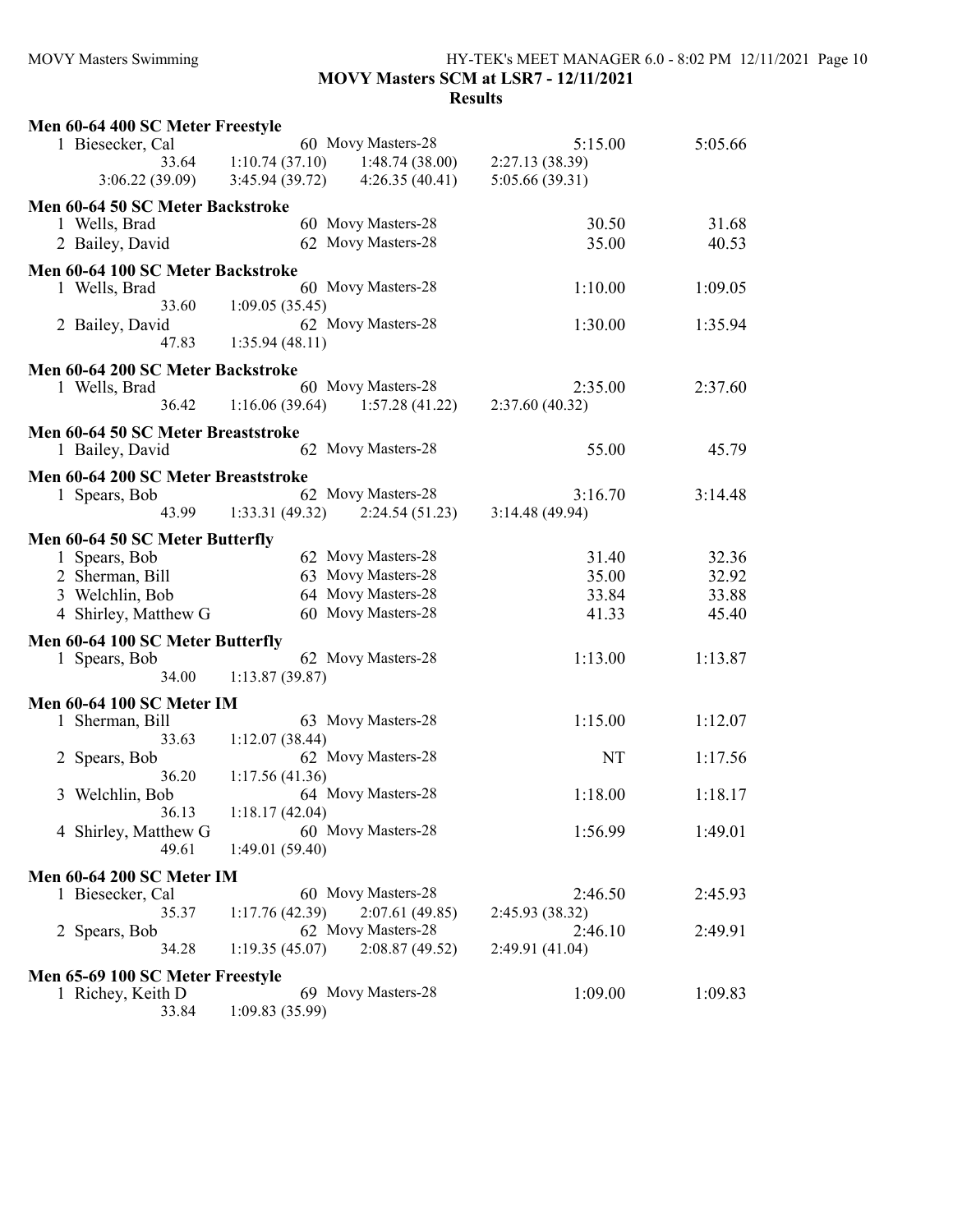**MOVY Masters SCM at LSR7 - 12/11/2021**

**Results**

### Men 60-64 400 SC Meter Freestyle

1 Biesecker, Cal — 60 Movy Masters-28 — 5:15.00 — 5:05.66
33.64 | 1:10.74 (37.10) | 1:48.74 (38.00) | 2:27.13 (38.39)
3:06.22 (39.09) | 3:45.94 (39.72) | 4:26.35 (40.41) | 5:05.66 (39.31)

### Men 60-64 50 SC Meter Backstroke

| | Name | Age | Team | Seed | Finals |
|---|---|---|---|---|---|
| 1 | Wells, Brad | 60 | Movy Masters-28 | 30.50 | 31.68 |
| 2 | Bailey, David | 62 | Movy Masters-28 | 35.00 | 40.53 |

### Men 60-64 100 SC Meter Backstroke

1 Wells, Brad — 60 Movy Masters-28 — 1:10.00 — 1:09.05
33.60 | 1:09.05 (35.45)

2 Bailey, David — 62 Movy Masters-28 — 1:30.00 — 1:35.94
47.83 | 1:35.94 (48.11)

### Men 60-64 200 SC Meter Backstroke

1 Wells, Brad — 60 Movy Masters-28 — 2:35.00 — 2:37.60
36.42 | 1:16.06 (39.64) | 1:57.28 (41.22) | 2:37.60 (40.32)

### Men 60-64 50 SC Meter Breaststroke

| | Name | Age | Team | Seed | Finals |
|---|---|---|---|---|---|
| 1 | Bailey, David | 62 | Movy Masters-28 | 55.00 | 45.79 |

### Men 60-64 200 SC Meter Breaststroke

1 Spears, Bob — 62 Movy Masters-28 — 3:16.70 — 3:14.48
43.99 | 1:33.31 (49.32) | 2:24.54 (51.23) | 3:14.48 (49.94)

### Men 60-64 50 SC Meter Butterfly

| | Name | Age | Team | Seed | Finals |
|---|---|---|---|---|---|
| 1 | Spears, Bob | 62 | Movy Masters-28 | 31.40 | 32.36 |
| 2 | Sherman, Bill | 63 | Movy Masters-28 | 35.00 | 32.92 |
| 3 | Welchlin, Bob | 64 | Movy Masters-28 | 33.84 | 33.88 |
| 4 | Shirley, Matthew G | 60 | Movy Masters-28 | 41.33 | 45.40 |

### Men 60-64 100 SC Meter Butterfly

1 Spears, Bob — 62 Movy Masters-28 — 1:13.00 — 1:13.87
34.00 | 1:13.87 (39.87)

### Men 60-64 100 SC Meter IM

1 Sherman, Bill — 63 Movy Masters-28 — 1:15.00 — 1:12.07
33.63 | 1:12.07 (38.44)

2 Spears, Bob — 62 Movy Masters-28 — NT — 1:17.56
36.20 | 1:17.56 (41.36)

3 Welchlin, Bob — 64 Movy Masters-28 — 1:18.00 — 1:18.17
36.13 | 1:18.17 (42.04)

4 Shirley, Matthew G — 60 Movy Masters-28 — 1:56.99 — 1:49.01
49.61 | 1:49.01 (59.40)

### Men 60-64 200 SC Meter IM

1 Biesecker, Cal — 60 Movy Masters-28 — 2:46.50 — 2:45.93
35.37 | 1:17.76 (42.39) | 2:07.61 (49.85) | 2:45.93 (38.32)

2 Spears, Bob — 62 Movy Masters-28 — 2:46.10 — 2:49.91
34.28 | 1:19.35 (45.07) | 2:08.87 (49.52) | 2:49.91 (41.04)

### Men 65-69 100 SC Meter Freestyle

1 Richey, Keith D — 69 Movy Masters-28 — 1:09.00 — 1:09.83
33.84 | 1:09.83 (35.99)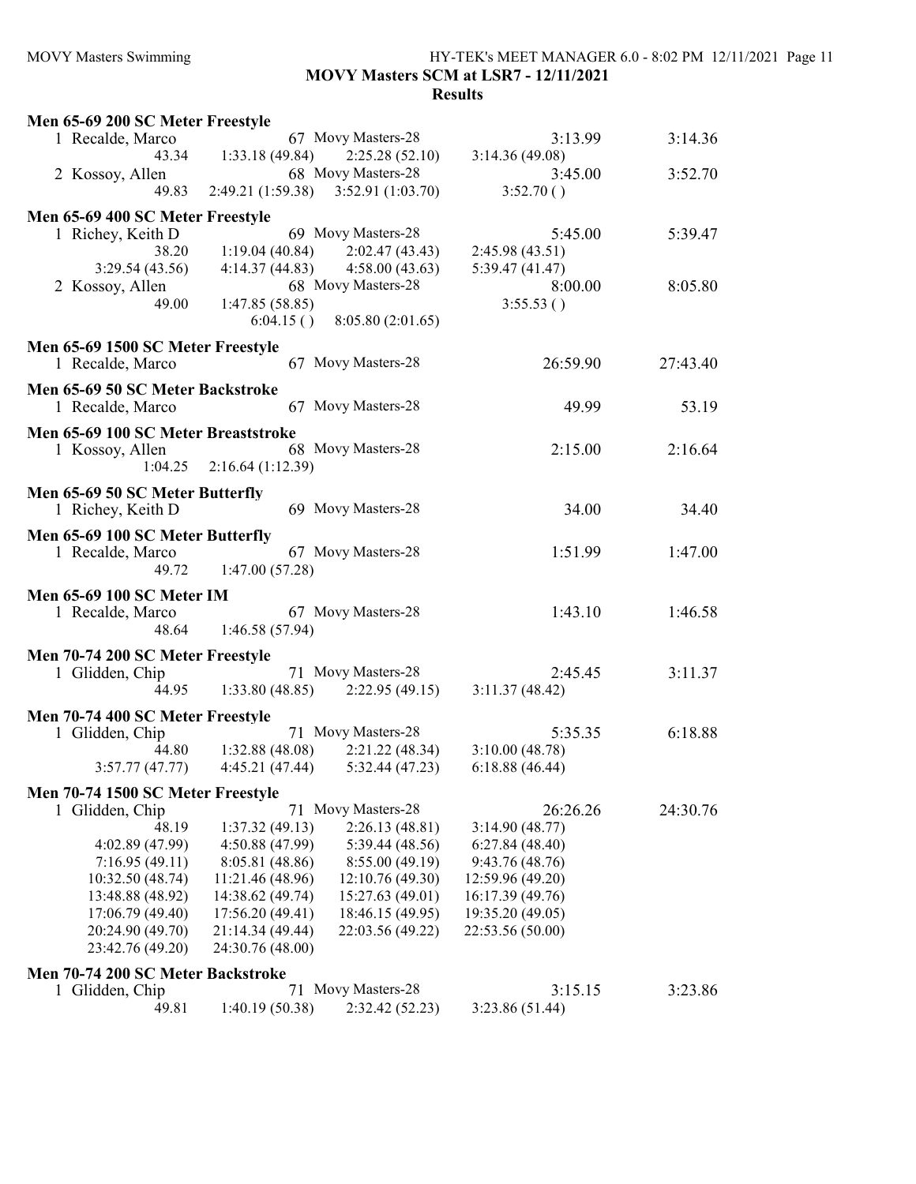**MOVY Masters SCM at LSR7 - 12/11/2021**

**Results**

### Men 65-69 200 SC Meter Freestyle

1 Recalde, Marco — 67 — Movy Masters-28 — 3:13.99 — 3:14.36
43.34 | 1:33.18 (49.84) | 2:25.28 (52.10) | 3:14.36 (49.08)

2 Kossoy, Allen — 68 — Movy Masters-28 — 3:45.00 — 3:52.70
49.83 | 2:49.21 (1:59.38) | 3:52.91 (1:03.70) | 3:52.70 ( )

### Men 65-69 400 SC Meter Freestyle

1 Richey, Keith D — 69 — Movy Masters-28 — 5:45.00 — 5:39.47
38.20 | 1:19.04 (40.84) | 2:02.47 (43.43) | 2:45.98 (43.51)
3:29.54 (43.56) | 4:14.37 (44.83) | 4:58.00 (43.63) | 5:39.47 (41.47)

2 Kossoy, Allen — 68 — Movy Masters-28 — 8:00.00 — 8:05.80
49.00 | 1:47.85 (58.85) | | 3:55.53 ( )
| 6:04.15 ( ) | 8:05.80 (2:01.65) |

### Men 65-69 1500 SC Meter Freestyle

1 Recalde, Marco — 67 — Movy Masters-28 — 26:59.90 — 27:43.40

### Men 65-69 50 SC Meter Backstroke

1 Recalde, Marco — 67 — Movy Masters-28 — 49.99 — 53.19

### Men 65-69 100 SC Meter Breaststroke

1 Kossoy, Allen — 68 — Movy Masters-28 — 2:15.00 — 2:16.64
1:04.25 | 2:16.64 (1:12.39)

### Men 65-69 50 SC Meter Butterfly

1 Richey, Keith D — 69 — Movy Masters-28 — 34.00 — 34.40

### Men 65-69 100 SC Meter Butterfly

1 Recalde, Marco — 67 — Movy Masters-28 — 1:51.99 — 1:47.00
49.72 | 1:47.00 (57.28)

### Men 65-69 100 SC Meter IM

1 Recalde, Marco — 67 — Movy Masters-28 — 1:43.10 — 1:46.58
48.64 | 1:46.58 (57.94)

### Men 70-74 200 SC Meter Freestyle

1 Glidden, Chip — 71 — Movy Masters-28 — 2:45.45 — 3:11.37
44.95 | 1:33.80 (48.85) | 2:22.95 (49.15) | 3:11.37 (48.42)

### Men 70-74 400 SC Meter Freestyle

1 Glidden, Chip — 71 — Movy Masters-28 — 5:35.35 — 6:18.88
44.80 | 1:32.88 (48.08) | 2:21.22 (48.34) | 3:10.00 (48.78)
3:57.77 (47.77) | 4:45.21 (47.44) | 5:32.44 (47.23) | 6:18.88 (46.44)

### Men 70-74 1500 SC Meter Freestyle

1 Glidden, Chip — 71 — Movy Masters-28 — 26:26.26 — 24:30.76
48.19 | 1:37.32 (49.13) | 2:26.13 (48.81) | 3:14.90 (48.77)
4:02.89 (47.99) | 4:50.88 (47.99) | 5:39.44 (48.56) | 6:27.84 (48.40)
7:16.95 (49.11) | 8:05.81 (48.86) | 8:55.00 (49.19) | 9:43.76 (48.76)
10:32.50 (48.74) | 11:21.46 (48.96) | 12:10.76 (49.30) | 12:59.96 (49.20)
13:48.88 (48.92) | 14:38.62 (49.74) | 15:27.63 (49.01) | 16:17.39 (49.76)
17:06.79 (49.40) | 17:56.20 (49.41) | 18:46.15 (49.95) | 19:35.20 (49.05)
20:24.90 (49.70) | 21:14.34 (49.44) | 22:03.56 (49.22) | 22:53.56 (50.00)
23:42.76 (49.20) | 24:30.76 (48.00)

### Men 70-74 200 SC Meter Backstroke

1 Glidden, Chip — 71 — Movy Masters-28 — 3:15.15 — 3:23.86
49.81 | 1:40.19 (50.38) | 2:32.42 (52.23) | 3:23.86 (51.44)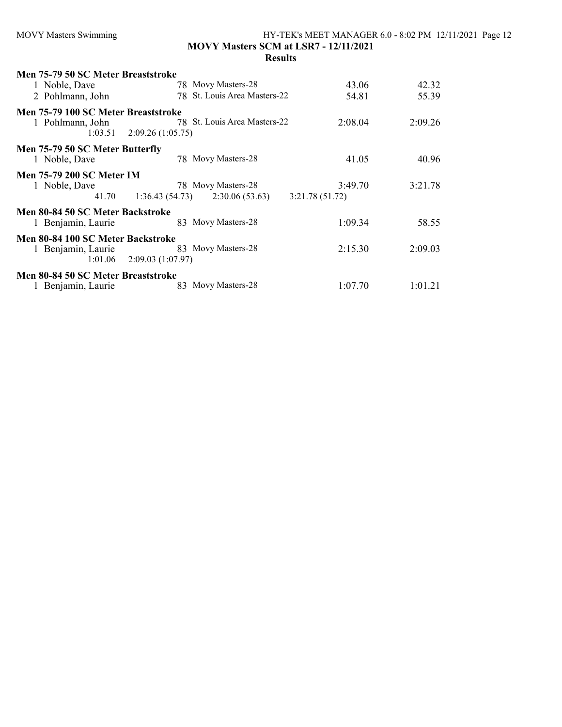## MOVY Masters SCM at LSR7 - 12/11/2021

### Results

**Men 75-79 50 SC Meter Breaststroke**

| | | | | | |
|---|---|---|---|---|---|
| 1 | Noble, Dave | 78 | Movy Masters-28 | 43.06 | 42.32 |
| 2 | Pohlmann, John | 78 | St. Louis Area Masters-22 | 54.81 | 55.39 |

**Men 75-79 100 SC Meter Breaststroke**

| | | | | | |
|---|---|---|---|---|---|
| 1 | Pohlmann, John | 78 | St. Louis Area Masters-22 | 2:08.04 | 2:09.26 |

1:03.51   2:09.26 (1:05.75)

**Men 75-79 50 SC Meter Butterfly**

| | | | | | |
|---|---|---|---|---|---|
| 1 | Noble, Dave | 78 | Movy Masters-28 | 41.05 | 40.96 |

**Men 75-79 200 SC Meter IM**

| | | | | | |
|---|---|---|---|---|---|
| 1 | Noble, Dave | 78 | Movy Masters-28 | 3:49.70 | 3:21.78 |

41.70   1:36.43 (54.73)   2:30.06 (53.63)   3:21.78 (51.72)

**Men 80-84 50 SC Meter Backstroke**

| | | | | | |
|---|---|---|---|---|---|
| 1 | Benjamin, Laurie | 83 | Movy Masters-28 | 1:09.34 | 58.55 |

**Men 80-84 100 SC Meter Backstroke**

| | | | | | |
|---|---|---|---|---|---|
| 1 | Benjamin, Laurie | 83 | Movy Masters-28 | 2:15.30 | 2:09.03 |

1:01.06   2:09.03 (1:07.97)

**Men 80-84 50 SC Meter Breaststroke**

| | | | | | |
|---|---|---|---|---|---|
| 1 | Benjamin, Laurie | 83 | Movy Masters-28 | 1:07.70 | 1:01.21 |